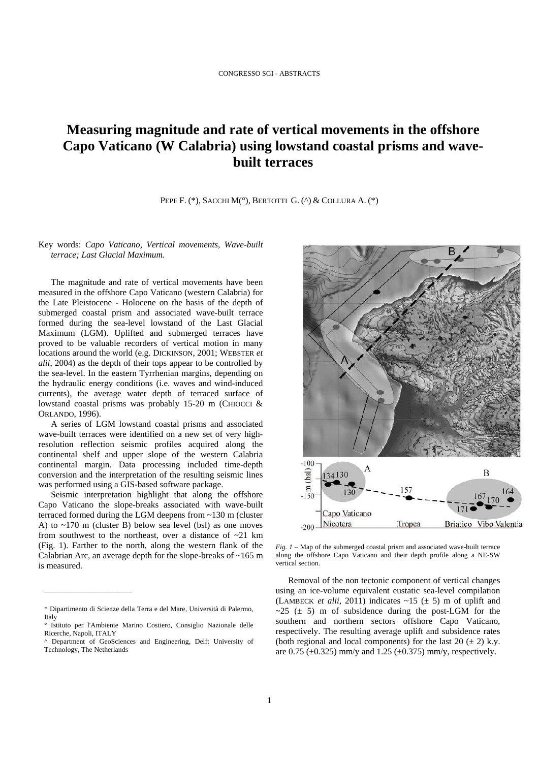# Measuring magnitude and rate of vertical movements in the offshore Capo Vaticano (W Calabria) using lowstand coastal prisms and wave-built terraces

PEPE F. (*), SACCHI M(°), BERTOTTI G. (^) & COLLURA A. (*)

Key words: *Capo Vaticano, Vertical movements, Wave-built terrace; Last Glacial Maximum.*

The magnitude and rate of vertical movements have been measured in the offshore Capo Vaticano (western Calabria) for the Late Pleistocene - Holocene on the basis of the depth of submerged coastal prism and associated wave-built terrace formed during the sea-level lowstand of the Last Glacial Maximum (LGM). Uplifted and submerged terraces have proved to be valuable recorders of vertical motion in many locations around the world (e.g. DICKINSON, 2001; WEBSTER *et alii*, 2004) as the depth of their tops appear to be controlled by the sea-level. In the eastern Tyrrhenian margins, depending on the hydraulic energy conditions (i.e. waves and wind-induced currents), the average water depth of terraced surface of lowstand coastal prisms was probably 15-20 m (CHIOCCI & ORLANDO, 1996).

A series of LGM lowstand coastal prisms and associated wave-built terraces were identified on a new set of very high-resolution reflection seismic profiles acquired along the continental shelf and upper slope of the western Calabria continental margin. Data processing included time-depth conversion and the interpretation of the resulting seismic lines was performed using a GIS-based software package.

Seismic interpretation highlight that along the offshore Capo Vaticano the slope-breaks associated with wave-built terraced formed during the LGM deepens from ~130 m (cluster A) to ~170 m (cluster B) below sea level (bsl) as one moves from southwest to the northeast, over a distance of ~21 km (Fig. 1). Farther to the north, along the western flank of the Calabrian Arc, an average depth for the slope-breaks of ~165 m is measured.

*Fig. 1* – Map of the submerged coastal prism and associated wave-built terrace along the offshore Capo Vaticano and their depth profile along a NE-SW vertical section.

Removal of the non tectonic component of vertical changes using an ice-volume equivalent eustatic sea-level compilation (LAMBECK *et alii*, 2011) indicates ~15 (± 5) m of uplift and ~25 (± 5) m of subsidence during the post-LGM for the southern and northern sectors offshore Capo Vaticano, respectively. The resulting average uplift and subsidence rates (both regional and local components) for the last 20 (± 2) k.y. are 0.75 (±0.325) mm/y and 1.25 (±0.375) mm/y, respectively.

---

\* Dipartimento di Scienze della Terra e del Mare, Università di Palermo, Italy

° Istituto per l'Ambiente Marino Costiero, Consiglio Nazionale delle Ricerche, Napoli, ITALY

^ Department of GeoSciences and Engineering, Delft University of Technology, The Netherlands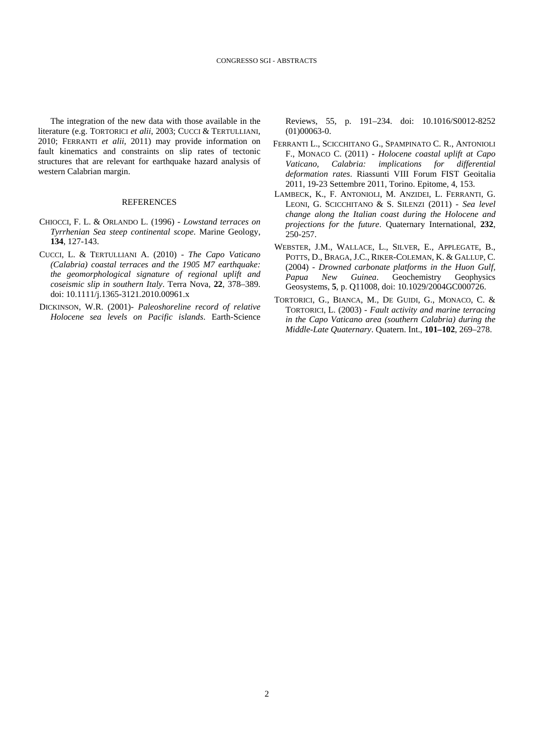The integration of the new data with those available in the literature (e.g. TORTORICI *et alii*, 2003; CUCCI & TERTULLIANI, 2010; FERRANTI *et alii*, 2011) may provide information on fault kinematics and constraints on slip rates of tectonic structures that are relevant for earthquake hazard analysis of western Calabrian margin.

## REFERENCES

CHIOCCI, F. L. & ORLANDO L. (1996) - *Lowstand terraces on Tyrrhenian Sea steep continental scope*. Marine Geology, **134**, 127-143.

CUCCI, L. & TERTULLIANI A. (2010) - *The Capo Vaticano (Calabria) coastal terraces and the 1905 M7 earthquake: the geomorphological signature of regional uplift and coseismic slip in southern Italy*. Terra Nova, **22**, 378–389. doi: 10.1111/j.1365-3121.2010.00961.x

DICKINSON, W.R. (2001)- *Paleoshoreline record of relative Holocene sea levels on Pacific islands*. Earth-Science Reviews, 55, p. 191–234. doi: 10.1016/S0012-8252 (01)00063-0.

FERRANTI L., SCICCHITANO G., SPAMPINATO C. R., ANTONIOLI F., MONACO C. (2011) - *Holocene coastal uplift at Capo Vaticano, Calabria: implications for differential deformation rates*. Riassunti VIII Forum FIST Geoitalia 2011, 19-23 Settembre 2011, Torino. Epitome, 4, 153.

LAMBECK, K., F. ANTONIOLI, M. ANZIDEI, L. FERRANTI, G. LEONI, G. SCICCHITANO & S. SILENZI (2011) - *Sea level change along the Italian coast during the Holocene and projections for the future*. Quaternary International, **232**, 250-257.

WEBSTER, J.M., WALLACE, L., SILVER, E., APPLEGATE, B., POTTS, D., BRAGA, J.C., RIKER-COLEMAN, K. & GALLUP, C. (2004) - *Drowned carbonate platforms in the Huon Gulf, Papua New Guinea*. Geochemistry Geophysics Geosystems, **5**, p. Q11008, doi: 10.1029/2004GC000726.

TORTORICI, G., BIANCA, M., DE GUIDI, G., MONACO, C. & TORTORICI, L. (2003) - *Fault activity and marine terracing in the Capo Vaticano area (southern Calabria) during the Middle-Late Quaternary*. Quatern. Int., **101–102**, 269–278.